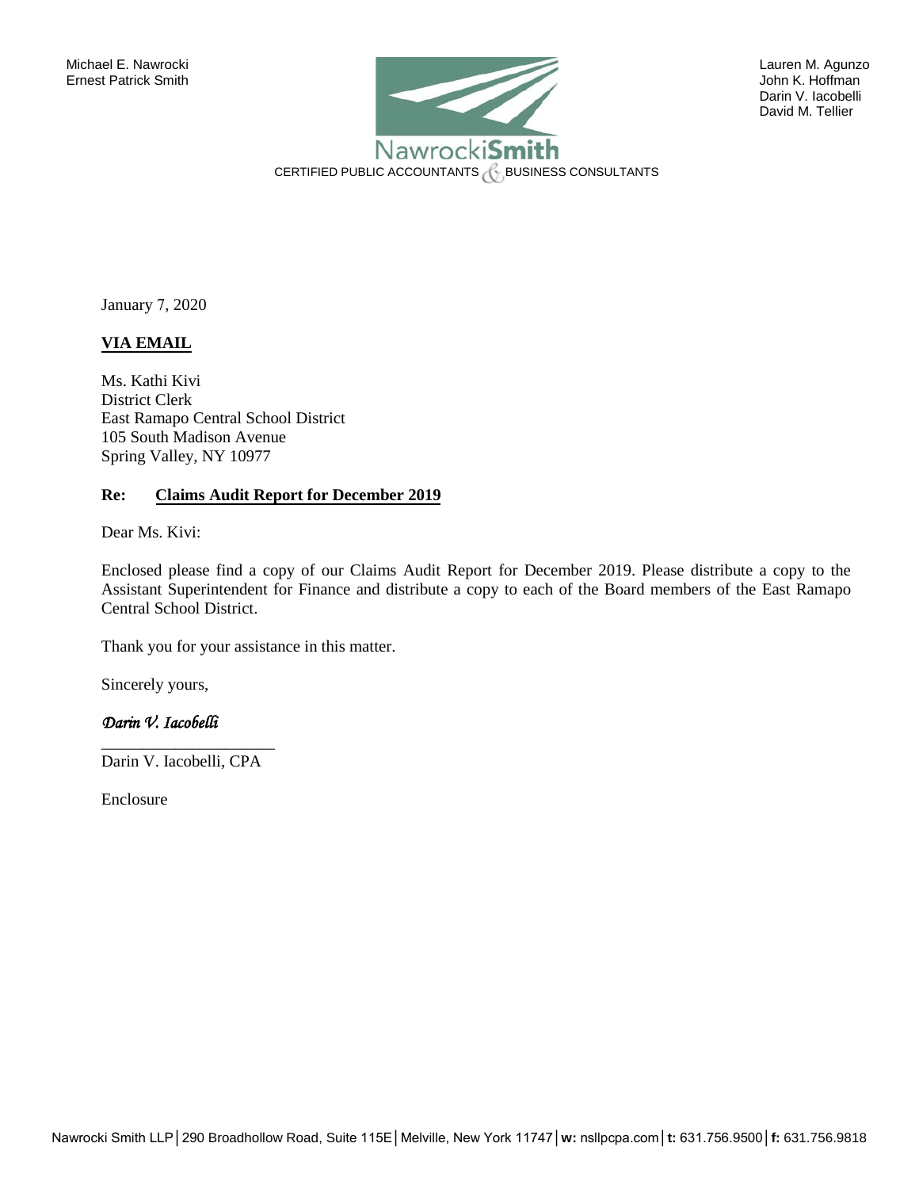Michael E. Nawrocki
Ernest Patrick Smith

NawrockiSmith
CERTIFIED PUBLIC ACCOUNTANTS & BUSINESS CONSULTANTS

Lauren M. Agunzo
John K. Hoffman
Darin V. Iacobelli
David M. Tellier

January 7, 2020

**VIA EMAIL**

Ms. Kathi Kivi
District Clerk
East Ramapo Central School District
105 South Madison Avenue
Spring Valley, NY 10977

**Re: Claims Audit Report for December 2019**

Dear Ms. Kivi:

Enclosed please find a copy of our Claims Audit Report for December 2019. Please distribute a copy to the Assistant Superintendent for Finance and distribute a copy to each of the Board members of the East Ramapo Central School District.

Thank you for your assistance in this matter.

Sincerely yours,

*Darin V. Iacobelli*

Darin V. Iacobelli, CPA

Enclosure

Nawrocki Smith LLP | 290 Broadhollow Road, Suite 115E | Melville, New York 11747 | **w:** nsllpcpa.com | **t:** 631.756.9500 | **f:** 631.756.9818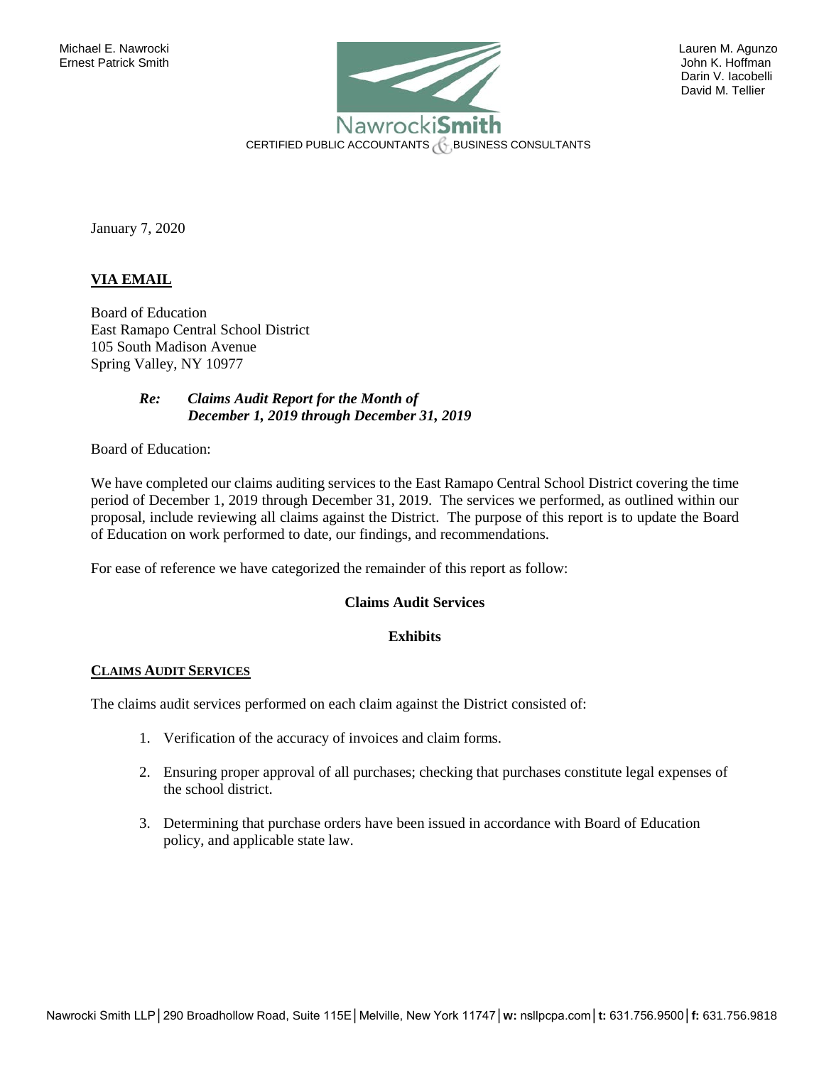Michael E. Nawrocki
Ernest Patrick Smith

Lauren M. Agunzo
John K. Hoffman
Darin V. Iacobelli
David M. Tellier

NawrockiSmith
CERTIFIED PUBLIC ACCOUNTANTS & BUSINESS CONSULTANTS

January 7, 2020

**VIA EMAIL**

Board of Education
East Ramapo Central School District
105 South Madison Avenue
Spring Valley, NY 10977

***Re: Claims Audit Report for the Month of December 1, 2019 through December 31, 2019***

Board of Education:

We have completed our claims auditing services to the East Ramapo Central School District covering the time period of December 1, 2019 through December 31, 2019. The services we performed, as outlined within our proposal, include reviewing all claims against the District. The purpose of this report is to update the Board of Education on work performed to date, our findings, and recommendations.

For ease of reference we have categorized the remainder of this report as follow:

**Claims Audit Services**

**Exhibits**

## CLAIMS AUDIT SERVICES

The claims audit services performed on each claim against the District consisted of:

1. Verification of the accuracy of invoices and claim forms.
2. Ensuring proper approval of all purchases; checking that purchases constitute legal expenses of the school district.
3. Determining that purchase orders have been issued in accordance with Board of Education policy, and applicable state law.

Nawrocki Smith LLP│290 Broadhollow Road, Suite 115E│Melville, New York 11747│**w:** nsllpcpa.com│**t:** 631.756.9500│**f:** 631.756.9818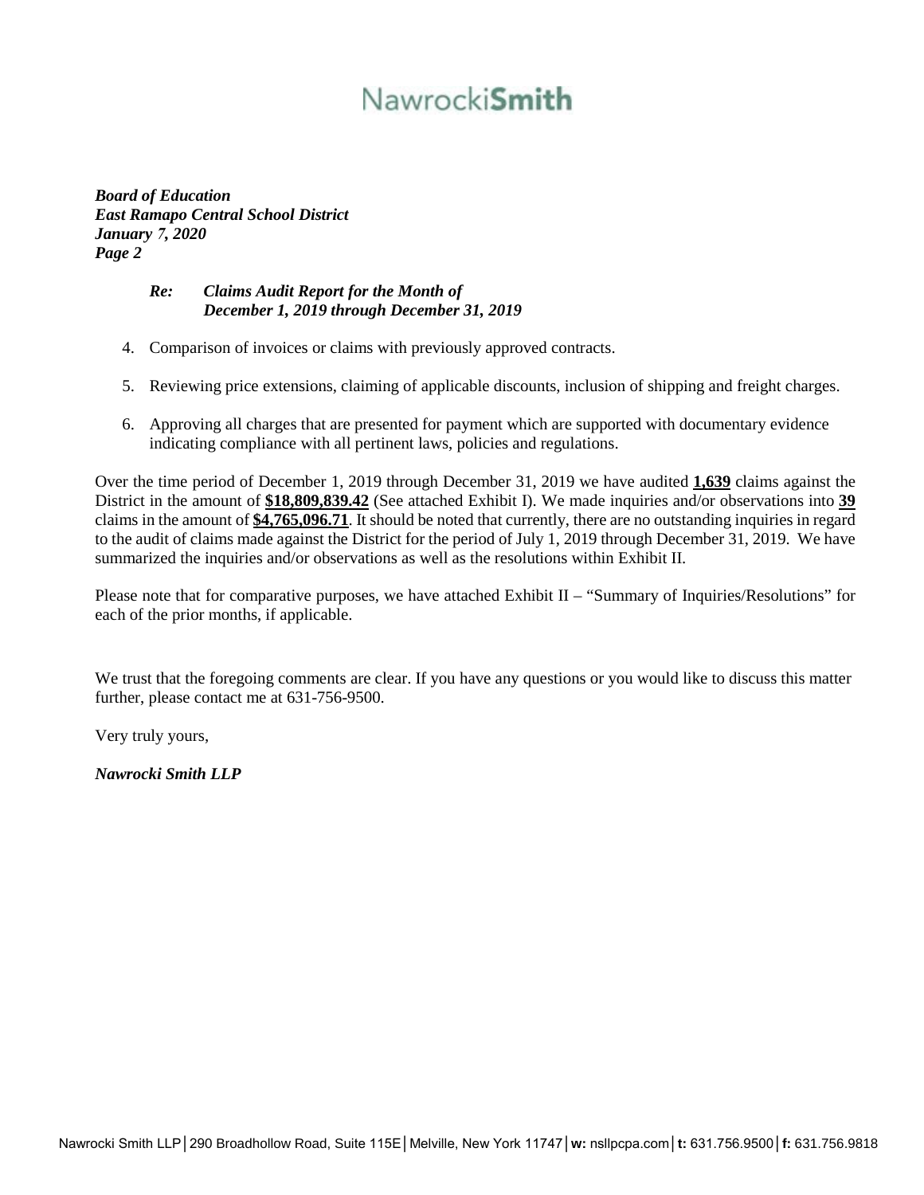NawrockiSmith

***Board of Education***
***East Ramapo Central School District***
***January 7, 2020***
***Page 2***

***Re: Claims Audit Report for the Month of December 1, 2019 through December 31, 2019***

4. Comparison of invoices or claims with previously approved contracts.

5. Reviewing price extensions, claiming of applicable discounts, inclusion of shipping and freight charges.

6. Approving all charges that are presented for payment which are supported with documentary evidence indicating compliance with all pertinent laws, policies and regulations.

Over the time period of December 1, 2019 through December 31, 2019 we have audited **1,639** claims against the District in the amount of **$18,809,839.42** (See attached Exhibit I). We made inquiries and/or observations into **39** claims in the amount of **$4,765,096.71**. It should be noted that currently, there are no outstanding inquiries in regard to the audit of claims made against the District for the period of July 1, 2019 through December 31, 2019. We have summarized the inquiries and/or observations as well as the resolutions within Exhibit II.

Please note that for comparative purposes, we have attached Exhibit II – "Summary of Inquiries/Resolutions" for each of the prior months, if applicable.

We trust that the foregoing comments are clear. If you have any questions or you would like to discuss this matter further, please contact me at 631-756-9500.

Very truly yours,

***Nawrocki Smith LLP***

Nawrocki Smith LLP │ 290 Broadhollow Road, Suite 115E │ Melville, New York 11747 │ **w:** nsllpcpa.com │ **t:** 631.756.9500 │ **f:** 631.756.9818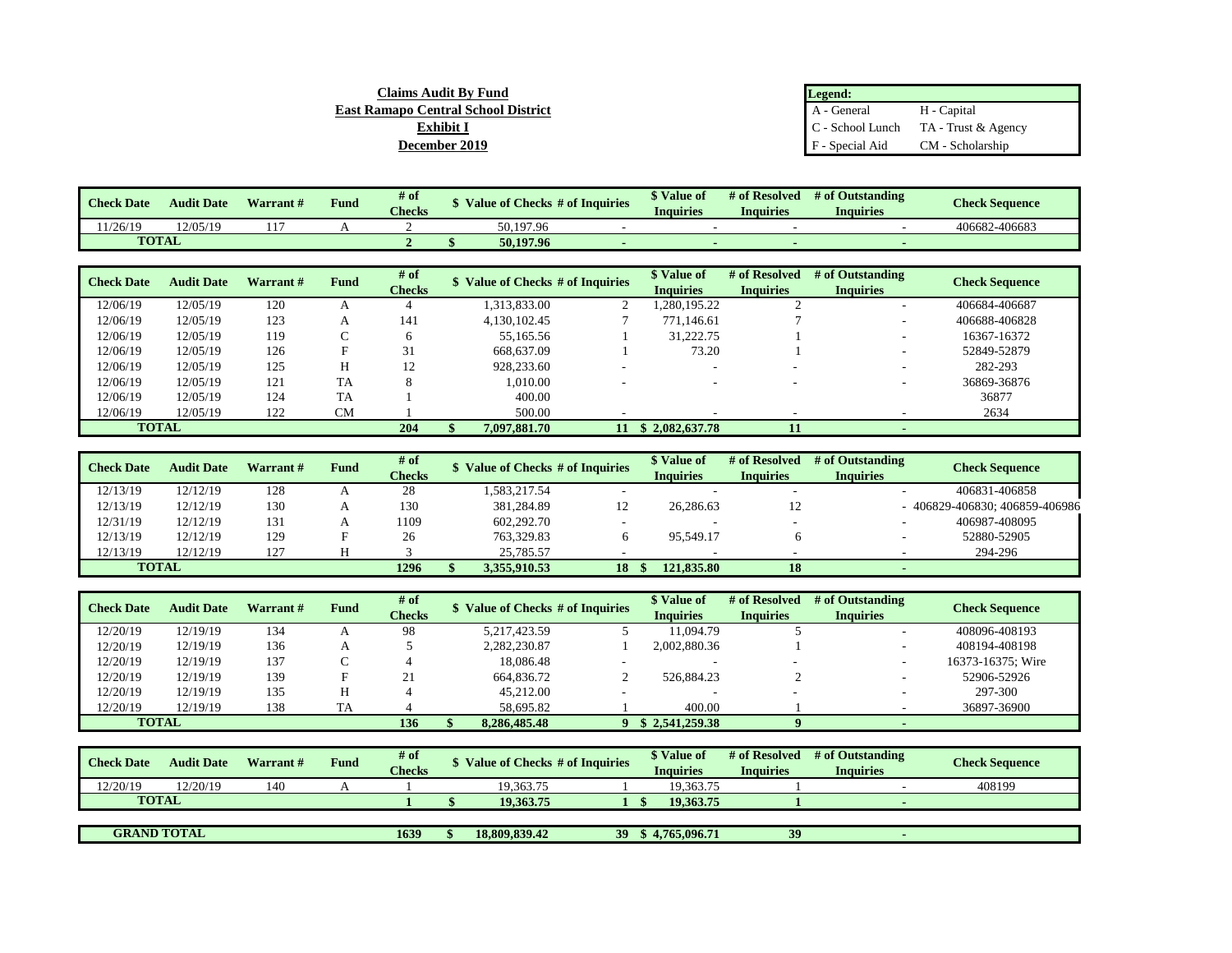**Claims Audit By Fund**
**East Ramapo Central School District**
**Exhibit I**
**December 2019**

| Legend: | |
|---|---|
| A - General | H - Capital |
| C - School Lunch | TA - Trust & Agency |
| F - Special Aid | CM - Scholarship |

| Check Date | Audit Date | Warrant # | Fund | # of Checks | $ Value of Checks | # of Inquiries | $ Value of Inquiries | # of Resolved Inquiries | # of Outstanding Inquiries | Check Sequence |
|---|---|---|---|---|---|---|---|---|---|---|
| 11/26/19 | 12/05/19 | 117 | A | 2 | 50,197.96 | - | - | - | - | 406682-406683 |
| **TOTAL** | | | | **2** | **$ 50,197.96** | **-** | **-** | **-** | **-** | |

| Check Date | Audit Date | Warrant # | Fund | # of Checks | $ Value of Checks | # of Inquiries | $ Value of Inquiries | # of Resolved Inquiries | # of Outstanding Inquiries | Check Sequence |
|---|---|---|---|---|---|---|---|---|---|---|
| 12/06/19 | 12/05/19 | 120 | A | 4 | 1,313,833.00 | 2 | 1,280,195.22 | 2 | - | 406684-406687 |
| 12/06/19 | 12/05/19 | 123 | A | 141 | 4,130,102.45 | 7 | 771,146.61 | 7 | - | 406688-406828 |
| 12/06/19 | 12/05/19 | 119 | C | 6 | 55,165.56 | 1 | 31,222.75 | 1 | - | 16367-16372 |
| 12/06/19 | 12/05/19 | 126 | F | 31 | 668,637.09 | 1 | 73.20 | 1 | - | 52849-52879 |
| 12/06/19 | 12/05/19 | 125 | H | 12 | 928,233.60 | - | - | - | - | 282-293 |
| 12/06/19 | 12/05/19 | 121 | TA | 8 | 1,010.00 | - | - | - | - | 36869-36876 |
| 12/06/19 | 12/05/19 | 124 | TA | 1 | 400.00 | | | | | 36877 |
| 12/06/19 | 12/05/19 | 122 | CM | 1 | 500.00 | - | - | - | - | 2634 |
| **TOTAL** | | | | **204** | **$ 7,097,881.70** | **11** | **$ 2,082,637.78** | **11** | **-** | |

| Check Date | Audit Date | Warrant # | Fund | # of Checks | $ Value of Checks | # of Inquiries | $ Value of Inquiries | # of Resolved Inquiries | # of Outstanding Inquiries | Check Sequence |
|---|---|---|---|---|---|---|---|---|---|---|
| 12/13/19 | 12/12/19 | 128 | A | 28 | 1,583,217.54 | - | - | - | - | 406831-406858 |
| 12/13/19 | 12/12/19 | 130 | A | 130 | 381,284.89 | 12 | 26,286.63 | 12 | - | 406829-406830; 406859-406986 |
| 12/31/19 | 12/12/19 | 131 | A | 1109 | 602,292.70 | - | - | - | - | 406987-408095 |
| 12/13/19 | 12/12/19 | 129 | F | 26 | 763,329.83 | 6 | 95,549.17 | 6 | - | 52880-52905 |
| 12/13/19 | 12/12/19 | 127 | H | 3 | 25,785.57 | - | - | - | - | 294-296 |
| **TOTAL** | | | | **1296** | **$ 3,355,910.53** | **18** | **$ 121,835.80** | **18** | **-** | |

| Check Date | Audit Date | Warrant # | Fund | # of Checks | $ Value of Checks | # of Inquiries | $ Value of Inquiries | # of Resolved Inquiries | # of Outstanding Inquiries | Check Sequence |
|---|---|---|---|---|---|---|---|---|---|---|
| 12/20/19 | 12/19/19 | 134 | A | 98 | 5,217,423.59 | 5 | 11,094.79 | 5 | - | 408096-408193 |
| 12/20/19 | 12/19/19 | 136 | A | 5 | 2,282,230.87 | 1 | 2,002,880.36 | 1 | - | 408194-408198 |
| 12/20/19 | 12/19/19 | 137 | C | 4 | 18,086.48 | - | - | - | - | 16373-16375; Wire |
| 12/20/19 | 12/19/19 | 139 | F | 21 | 664,836.72 | 2 | 526,884.23 | 2 | - | 52906-52926 |
| 12/20/19 | 12/19/19 | 135 | H | 4 | 45,212.00 | - | - | - | - | 297-300 |
| 12/20/19 | 12/19/19 | 138 | TA | 4 | 58,695.82 | 1 | 400.00 | 1 | - | 36897-36900 |
| **TOTAL** | | | | **136** | **$ 8,286,485.48** | **9** | **$ 2,541,259.38** | **9** | **-** | |

| Check Date | Audit Date | Warrant # | Fund | # of Checks | $ Value of Checks | # of Inquiries | $ Value of Inquiries | # of Resolved Inquiries | # of Outstanding Inquiries | Check Sequence |
|---|---|---|---|---|---|---|---|---|---|---|
| 12/20/19 | 12/20/19 | 140 | A | 1 | 19,363.75 | 1 | 19,363.75 | 1 | - | 408199 |
| **TOTAL** | | | | **1** | **$ 19,363.75** | **1** | **$ 19,363.75** | **1** | **-** | |

| | | | | | | | | | | |
|---|---|---|---|---|---|---|---|---|---|---|
| **GRAND TOTAL** | | | | **1639** | **$ 18,809,839.42** | **39** | **$ 4,765,096.71** | **39** | **-** | |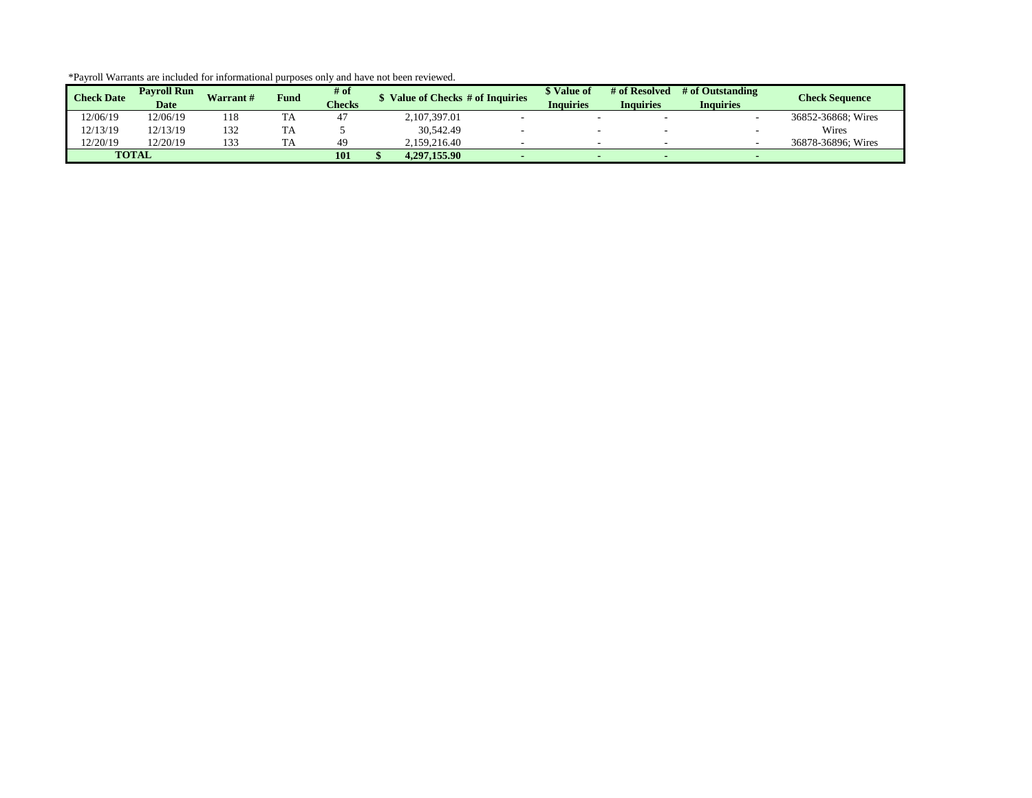*Payroll Warrants are included for informational purposes only and have not been reviewed.

| Check Date | Payroll Run Date | Warrant # | Fund | # of Checks | $ Value of Checks | # of Inquiries | $ Value of Inquiries | # of Resolved Inquiries | # of Outstanding Inquiries | Check Sequence |
|---|---|---|---|---|---|---|---|---|---|---|
| 12/06/19 | 12/06/19 | 118 | TA | 47 | 2,107,397.01 | - | - | - | - | 36852-36868; Wires |
| 12/13/19 | 12/13/19 | 132 | TA | 5 | 30,542.49 | - | - | - | - | Wires |
| 12/20/19 | 12/20/19 | 133 | TA | 49 | 2,159,216.40 | - | - | - | - | 36878-36896; Wires |
| **TOTAL** | | | | **101** | **$ 4,297,155.90** | **-** | **-** | **-** | **-** | |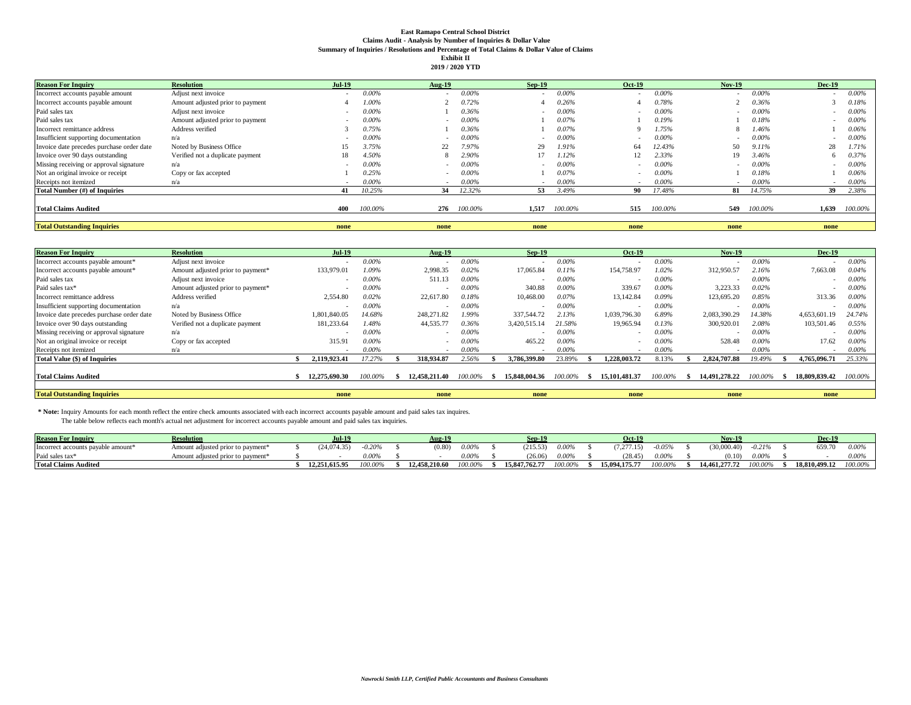**East Ramapo Central School District**
**Claims Audit - Analysis by Number of Inquiries & Dollar Value**
**Summary of Inquiries / Resolutions and Percentage of Total Claims & Dollar Value of Claims**
**Exhibit II**
**2019 / 2020 YTD**

| Reason For Inquiry | Resolution | Jul-19 | | Aug-19 | | Sep-19 | | Oct-19 | | Nov-19 | | Dec-19 | |
|---|---|---|---|---|---|---|---|---|---|---|---|---|---|
| Incorrect accounts payable amount | Adjust next invoice | - | 0.00% | - | 0.00% | - | 0.00% | - | 0.00% | - | 0.00% | - | 0.00% |
| Incorrect accounts payable amount | Amount adjusted prior to payment | 4 | 1.00% | 2 | 0.72% | 4 | 0.26% | 4 | 0.78% | 2 | 0.36% | 3 | 0.18% |
| Paid sales tax | Adjust next invoice | - | 0.00% | 1 | 0.36% | - | 0.00% | - | 0.00% | - | 0.00% | - | 0.00% |
| Paid sales tax | Amount adjusted prior to payment | - | 0.00% | - | 0.00% | 1 | 0.07% | 1 | 0.19% | 1 | 0.18% | - | 0.00% |
| Incorrect remittance address | Address verified | 3 | 0.75% | 1 | 0.36% | 1 | 0.07% | 9 | 1.75% | 8 | 1.46% | 1 | 0.06% |
| Insufficient supporting documentation | n/a | - | 0.00% | - | 0.00% | - | 0.00% | - | 0.00% | - | 0.00% | - | 0.00% |
| Invoice date precedes purchase order date | Noted by Business Office | 15 | 3.75% | 22 | 7.97% | 29 | 1.91% | 64 | 12.43% | 50 | 9.11% | 28 | 1.71% |
| Invoice over 90 days outstanding | Verified not a duplicate payment | 18 | 4.50% | 8 | 2.90% | 17 | 1.12% | 12 | 2.33% | 19 | 3.46% | 6 | 0.37% |
| Missing receiving or approval signature | n/a | - | 0.00% | - | 0.00% | - | 0.00% | - | 0.00% | - | 0.00% | - | 0.00% |
| Not an original invoice or receipt | Copy or fax accepted | 1 | 0.25% | - | 0.00% | 1 | 0.07% | - | 0.00% | 1 | 0.18% | 1 | 0.06% |
| Receipts not itemized | n/a | - | 0.00% | - | 0.00% | - | 0.00% | - | 0.00% | - | 0.00% | - | 0.00% |
| **Total Number (#) of Inquiries** | | **41** | 10.25% | **34** | 12.32% | **53** | 3.49% | **90** | 17.48% | **81** | 14.75% | **39** | 2.38% |
| **Total Claims Audited** | | **400** | 100.00% | **276** | 100.00% | **1,517** | 100.00% | **515** | 100.00% | **549** | 100.00% | **1,639** | 100.00% |
| **Total Outstanding Inquiries** | | **none** | | **none** | | **none** | | **none** | | **none** | | **none** | |

| Reason For Inquiry | Resolution | Jul-19 | | Aug-19 | | Sep-19 | | Oct-19 | | Nov-19 | | Dec-19 | |
|---|---|---|---|---|---|---|---|---|---|---|---|---|---|
| Incorrect accounts payable amount* | Adjust next invoice | - | 0.00% | - | 0.00% | - | 0.00% | - | 0.00% | - | 0.00% | - | 0.00% |
| Incorrect accounts payable amount* | Amount adjusted prior to payment* | 133,979.01 | 1.09% | 2,998.35 | 0.02% | 17,065.84 | 0.11% | 154,758.97 | 1.02% | 312,950.57 | 2.16% | 7,663.08 | 0.04% |
| Paid sales tax | Adjust next invoice | - | 0.00% | 511.13 | 0.00% | - | 0.00% | - | 0.00% | - | 0.00% | - | 0.00% |
| Paid sales tax* | Amount adjusted prior to payment* | - | 0.00% | - | 0.00% | 340.88 | 0.00% | 339.67 | 0.00% | 3,223.33 | 0.02% | - | 0.00% |
| Incorrect remittance address | Address verified | 2,554.80 | 0.02% | 22,617.80 | 0.18% | 10,468.00 | 0.07% | 13,142.84 | 0.09% | 123,695.20 | 0.85% | 313.36 | 0.00% |
| Insufficient supporting documentation | n/a | - | 0.00% | - | 0.00% | - | 0.00% | - | 0.00% | - | 0.00% | - | 0.00% |
| Invoice date precedes purchase order date | Noted by Business Office | 1,801,840.05 | 14.68% | 248,271.82 | 1.99% | 337,544.72 | 2.13% | 1,039,796.30 | 6.89% | 2,083,390.29 | 14.38% | 4,653,601.19 | 24.74% |
| Invoice over 90 days outstanding | Verified not a duplicate payment | 181,233.64 | 1.48% | 44,535.77 | 0.36% | 3,420,515.14 | 21.58% | 19,965.94 | 0.13% | 300,920.01 | 2.08% | 103,501.46 | 0.55% |
| Missing receiving or approval signature | n/a | - | 0.00% | - | 0.00% | - | 0.00% | - | 0.00% | - | 0.00% | - | 0.00% |
| Not an original invoice or receipt | Copy or fax accepted | 315.91 | 0.00% | - | 0.00% | 465.22 | 0.00% | - | 0.00% | 528.48 | 0.00% | 17.62 | 0.00% |
| Receipts not itemized | n/a | - | 0.00% | - | 0.00% | - | 0.00% | - | 0.00% | - | 0.00% | - | 0.00% |
| **Total Value ($) of Inquiries** | | **$ 2,119,923.41** | 17.27% | **$ 318,934.87** | 2.56% | **$ 3,786,399.80** | 23.89% | **$ 1,228,003.72** | 8.13% | **$ 2,824,707.88** | 19.49% | **$ 4,765,096.71** | 25.33% |
| **Total Claims Audited** | | **$ 12,275,690.30** | 100.00% | **$ 12,458,211.40** | 100.00% | **$ 15,848,004.36** | 100.00% | **$ 15,101,481.37** | 100.00% | **$ 14,491,278.22** | 100.00% | **$ 18,809,839.42** | 100.00% |
| **Total Outstanding Inquiries** | | **none** | | **none** | | **none** | | **none** | | **none** | | **none** | |

**\* Note:** Inquiry Amounts for each month reflect the entire check amounts associated with each incorrect accounts payable amount and paid sales tax inquires.
The table below reflects each month's actual net adjustment for incorrect accounts payable amount and paid sales tax inquiries.

| Reason For Inquiry | Resolution | Jul-19 | | Aug-19 | | Sep-19 | | Oct-19 | | Nov-19 | | Dec-19 | |
|---|---|---|---|---|---|---|---|---|---|---|---|---|---|
| Incorrect accounts payable amount* | Amount adjusted prior to payment* | $ (24,074.35) | -0.20% | $ (0.80) | 0.00% | $ (215.53) | 0.00% | $ (7,277.15) | -0.05% | $ (30,000.40) | -0.21% | $ 659.70 | 0.00% |
| Paid sales tax* | Amount adjusted prior to payment* | $ - | 0.00% | $ - | 0.00% | $ (26.06) | 0.00% | $ (28.45) | 0.00% | $ (0.10) | 0.00% | $ - | 0.00% |
| **Total Claims Audited** | | **$ 12,251,615.95** | 100.00% | **$ 12,458,210.60** | 100.00% | **$ 15,847,762.77** | 100.00% | **$ 15,094,175.77** | 100.00% | **$ 14,461,277.72** | 100.00% | **$ 18,810,499.12** | 100.00% |

*Nawrocki Smith LLP, Certified Public Accountants and Business Consultants*